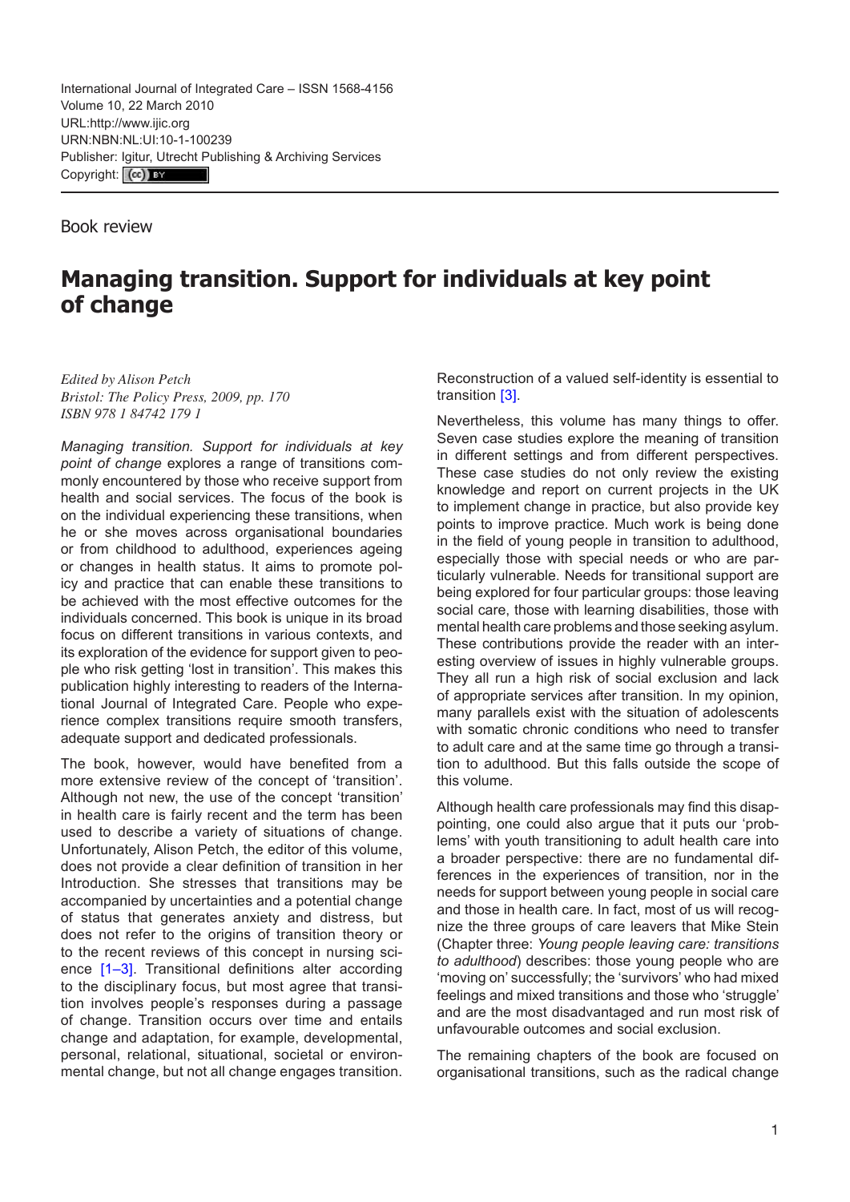International Journal of Integrated Care – ISSN 1568-4156
Volume 10, 22 March 2010
URL:http://www.ijic.org
URN:NBN:NL:UI:10-1-100239
Publisher: Igitur, Utrecht Publishing & Archiving Services
Copyright: (cc) BY

Book review

# Managing transition. Support for individuals at key point of change

*Edited by Alison Petch*
*Bristol: The Policy Press, 2009, pp. 170*
*ISBN 978 1 84742 179 1*

*Managing transition. Support for individuals at key point of change* explores a range of transitions commonly encountered by those who receive support from health and social services. The focus of the book is on the individual experiencing these transitions, when he or she moves across organisational boundaries or from childhood to adulthood, experiences ageing or changes in health status. It aims to promote policy and practice that can enable these transitions to be achieved with the most effective outcomes for the individuals concerned. This book is unique in its broad focus on different transitions in various contexts, and its exploration of the evidence for support given to people who risk getting 'lost in transition'. This makes this publication highly interesting to readers of the International Journal of Integrated Care. People who experience complex transitions require smooth transfers, adequate support and dedicated professionals.

The book, however, would have benefited from a more extensive review of the concept of 'transition'. Although not new, the use of the concept 'transition' in health care is fairly recent and the term has been used to describe a variety of situations of change. Unfortunately, Alison Petch, the editor of this volume, does not provide a clear definition of transition in her Introduction. She stresses that transitions may be accompanied by uncertainties and a potential change of status that generates anxiety and distress, but does not refer to the origins of transition theory or to the recent reviews of this concept in nursing science [1–3]. Transitional definitions alter according to the disciplinary focus, but most agree that transition involves people's responses during a passage of change. Transition occurs over time and entails change and adaptation, for example, developmental, personal, relational, situational, societal or environmental change, but not all change engages transition. Reconstruction of a valued self-identity is essential to transition [3].

Nevertheless, this volume has many things to offer. Seven case studies explore the meaning of transition in different settings and from different perspectives. These case studies do not only review the existing knowledge and report on current projects in the UK to implement change in practice, but also provide key points to improve practice. Much work is being done in the field of young people in transition to adulthood, especially those with special needs or who are particularly vulnerable. Needs for transitional support are being explored for four particular groups: those leaving social care, those with learning disabilities, those with mental health care problems and those seeking asylum. These contributions provide the reader with an interesting overview of issues in highly vulnerable groups. They all run a high risk of social exclusion and lack of appropriate services after transition. In my opinion, many parallels exist with the situation of adolescents with somatic chronic conditions who need to transfer to adult care and at the same time go through a transition to adulthood. But this falls outside the scope of this volume.

Although health care professionals may find this disappointing, one could also argue that it puts our 'problems' with youth transitioning to adult health care into a broader perspective: there are no fundamental differences in the experiences of transition, nor in the needs for support between young people in social care and those in health care. In fact, most of us will recognize the three groups of care leavers that Mike Stein (Chapter three: *Young people leaving care: transitions to adulthood*) describes: those young people who are 'moving on' successfully; the 'survivors' who had mixed feelings and mixed transitions and those who 'struggle' and are the most disadvantaged and run most risk of unfavourable outcomes and social exclusion.

The remaining chapters of the book are focused on organisational transitions, such as the radical change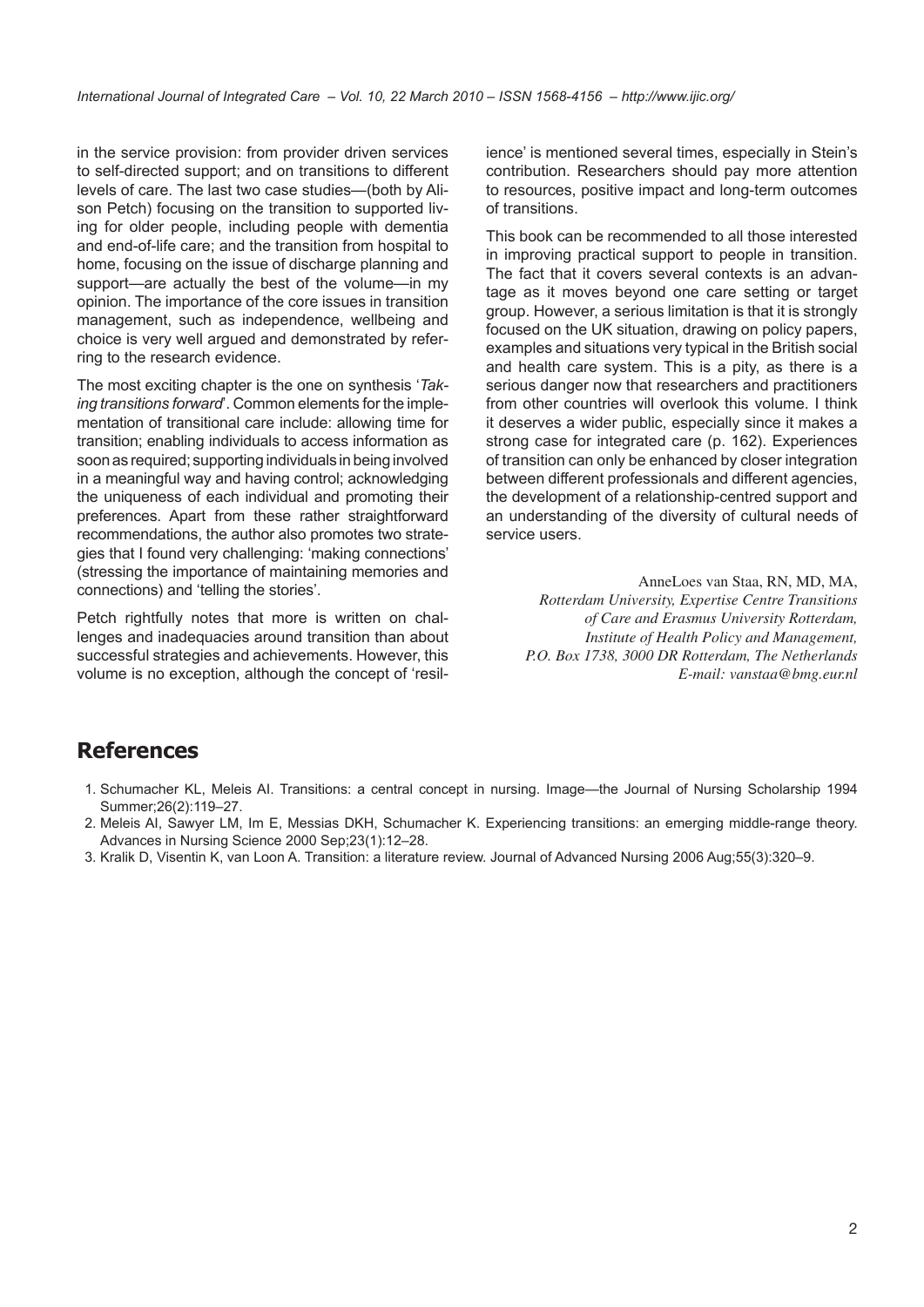in the service provision: from provider driven services to self-directed support; and on transitions to different levels of care. The last two case studies—(both by Alison Petch) focusing on the transition to supported living for older people, including people with dementia and end-of-life care; and the transition from hospital to home, focusing on the issue of discharge planning and support—are actually the best of the volume—in my opinion. The importance of the core issues in transition management, such as independence, wellbeing and choice is very well argued and demonstrated by referring to the research evidence.

The most exciting chapter is the one on synthesis '*Taking transitions forward*'. Common elements for the implementation of transitional care include: allowing time for transition; enabling individuals to access information as soon as required; supporting individuals in being involved in a meaningful way and having control; acknowledging the uniqueness of each individual and promoting their preferences. Apart from these rather straightforward recommendations, the author also promotes two strategies that I found very challenging: 'making connections' (stressing the importance of maintaining memories and connections) and 'telling the stories'.

Petch rightfully notes that more is written on challenges and inadequacies around transition than about successful strategies and achievements. However, this volume is no exception, although the concept of 'resilience' is mentioned several times, especially in Stein's contribution. Researchers should pay more attention to resources, positive impact and long-term outcomes of transitions.

This book can be recommended to all those interested in improving practical support to people in transition. The fact that it covers several contexts is an advantage as it moves beyond one care setting or target group. However, a serious limitation is that it is strongly focused on the UK situation, drawing on policy papers, examples and situations very typical in the British social and health care system. This is a pity, as there is a serious danger now that researchers and practitioners from other countries will overlook this volume. I think it deserves a wider public, especially since it makes a strong case for integrated care (p. 162). Experiences of transition can only be enhanced by closer integration between different professionals and different agencies, the development of a relationship-centred support and an understanding of the diversity of cultural needs of service users.

AnneLoes van Staa, RN, MD, MA,
*Rotterdam University, Expertise Centre Transitions of Care and Erasmus University Rotterdam, Institute of Health Policy and Management, P.O. Box 1738, 3000 DR Rotterdam, The Netherlands*
*E-mail: vanstaa@bmg.eur.nl*

## References

1. Schumacher KL, Meleis AI. Transitions: a central concept in nursing. Image—the Journal of Nursing Scholarship 1994 Summer;26(2):119–27.
2. Meleis AI, Sawyer LM, Im E, Messias DKH, Schumacher K. Experiencing transitions: an emerging middle-range theory. Advances in Nursing Science 2000 Sep;23(1):12–28.
3. Kralik D, Visentin K, van Loon A. Transition: a literature review. Journal of Advanced Nursing 2006 Aug;55(3):320–9.